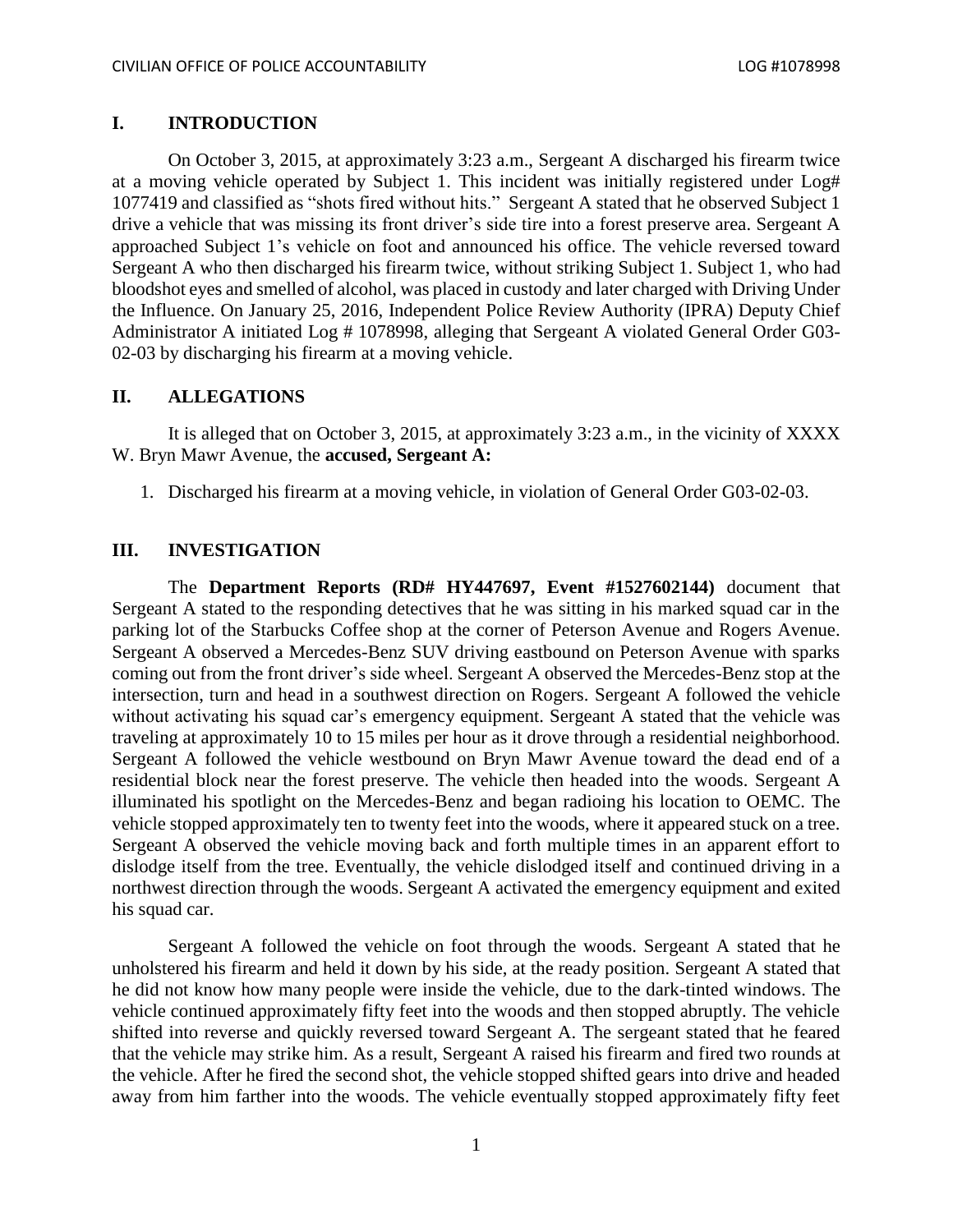## I. INTRODUCTION

On October 3, 2015, at approximately 3:23 a.m., Sergeant A discharged his firearm twice at a moving vehicle operated by Subject 1. This incident was initially registered under Log# 1077419 and classified as "shots fired without hits." Sergeant A stated that he observed Subject 1 drive a vehicle that was missing its front driver's side tire into a forest preserve area. Sergeant A approached Subject 1's vehicle on foot and announced his office. The vehicle reversed toward Sergeant A who then discharged his firearm twice, without striking Subject 1. Subject 1, who had bloodshot eyes and smelled of alcohol, was placed in custody and later charged with Driving Under the Influence. On January 25, 2016, Independent Police Review Authority (IPRA) Deputy Chief Administrator A initiated Log # 1078998, alleging that Sergeant A violated General Order G03-02-03 by discharging his firearm at a moving vehicle.

## II. ALLEGATIONS

It is alleged that on October 3, 2015, at approximately 3:23 a.m., in the vicinity of XXXX W. Bryn Mawr Avenue, the **accused, Sergeant A:**

1. Discharged his firearm at a moving vehicle, in violation of General Order G03-02-03.

## III. INVESTIGATION

The **Department Reports (RD# HY447697, Event #1527602144)** document that Sergeant A stated to the responding detectives that he was sitting in his marked squad car in the parking lot of the Starbucks Coffee shop at the corner of Peterson Avenue and Rogers Avenue. Sergeant A observed a Mercedes-Benz SUV driving eastbound on Peterson Avenue with sparks coming out from the front driver's side wheel. Sergeant A observed the Mercedes-Benz stop at the intersection, turn and head in a southwest direction on Rogers. Sergeant A followed the vehicle without activating his squad car's emergency equipment. Sergeant A stated that the vehicle was traveling at approximately 10 to 15 miles per hour as it drove through a residential neighborhood. Sergeant A followed the vehicle westbound on Bryn Mawr Avenue toward the dead end of a residential block near the forest preserve. The vehicle then headed into the woods. Sergeant A illuminated his spotlight on the Mercedes-Benz and began radioing his location to OEMC. The vehicle stopped approximately ten to twenty feet into the woods, where it appeared stuck on a tree. Sergeant A observed the vehicle moving back and forth multiple times in an apparent effort to dislodge itself from the tree. Eventually, the vehicle dislodged itself and continued driving in a northwest direction through the woods. Sergeant A activated the emergency equipment and exited his squad car.

Sergeant A followed the vehicle on foot through the woods. Sergeant A stated that he unholstered his firearm and held it down by his side, at the ready position. Sergeant A stated that he did not know how many people were inside the vehicle, due to the dark-tinted windows. The vehicle continued approximately fifty feet into the woods and then stopped abruptly. The vehicle shifted into reverse and quickly reversed toward Sergeant A. The sergeant stated that he feared that the vehicle may strike him. As a result, Sergeant A raised his firearm and fired two rounds at the vehicle. After he fired the second shot, the vehicle stopped shifted gears into drive and headed away from him farther into the woods. The vehicle eventually stopped approximately fifty feet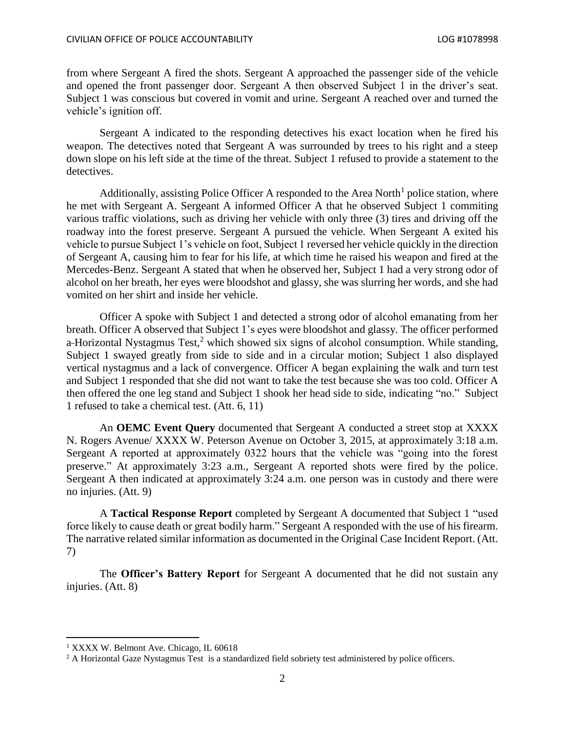from where Sergeant A fired the shots. Sergeant A approached the passenger side of the vehicle and opened the front passenger door. Sergeant A then observed Subject 1 in the driver's seat. Subject 1 was conscious but covered in vomit and urine. Sergeant A reached over and turned the vehicle's ignition off.

Sergeant A indicated to the responding detectives his exact location when he fired his weapon. The detectives noted that Sergeant A was surrounded by trees to his right and a steep down slope on his left side at the time of the threat. Subject 1 refused to provide a statement to the detectives.

Additionally, assisting Police Officer A responded to the Area North[1] police station, where he met with Sergeant A. Sergeant A informed Officer A that he observed Subject 1 commiting various traffic violations, such as driving her vehicle with only three (3) tires and driving off the roadway into the forest preserve. Sergeant A pursued the vehicle. When Sergeant A exited his vehicle to pursue Subject 1's vehicle on foot, Subject 1 reversed her vehicle quickly in the direction of Sergeant A, causing him to fear for his life, at which time he raised his weapon and fired at the Mercedes-Benz. Sergeant A stated that when he observed her, Subject 1 had a very strong odor of alcohol on her breath, her eyes were bloodshot and glassy, she was slurring her words, and she had vomited on her shirt and inside her vehicle.

Officer A spoke with Subject 1 and detected a strong odor of alcohol emanating from her breath. Officer A observed that Subject 1's eyes were bloodshot and glassy. The officer performed a Horizontal Nystagmus Test,[2] which showed six signs of alcohol consumption. While standing, Subject 1 swayed greatly from side to side and in a circular motion; Subject 1 also displayed vertical nystagmus and a lack of convergence. Officer A began explaining the walk and turn test and Subject 1 responded that she did not want to take the test because she was too cold. Officer A then offered the one leg stand and Subject 1 shook her head side to side, indicating "no." Subject 1 refused to take a chemical test. (Att. 6, 11)

An **OEMC Event Query** documented that Sergeant A conducted a street stop at XXXX N. Rogers Avenue/ XXXX W. Peterson Avenue on October 3, 2015, at approximately 3:18 a.m. Sergeant A reported at approximately 0322 hours that the vehicle was "going into the forest preserve." At approximately 3:23 a.m., Sergeant A reported shots were fired by the police. Sergeant A then indicated at approximately 3:24 a.m. one person was in custody and there were no injuries. (Att. 9)

A **Tactical Response Report** completed by Sergeant A documented that Subject 1 "used force likely to cause death or great bodily harm." Sergeant A responded with the use of his firearm. The narrative related similar information as documented in the Original Case Incident Report. (Att. 7)

The **Officer's Battery Report** for Sergeant A documented that he did not sustain any injuries. (Att. 8)

[1] XXXX W. Belmont Ave. Chicago, IL 60618

[2] A Horizontal Gaze Nystagmus Test is a standardized field sobriety test administered by police officers.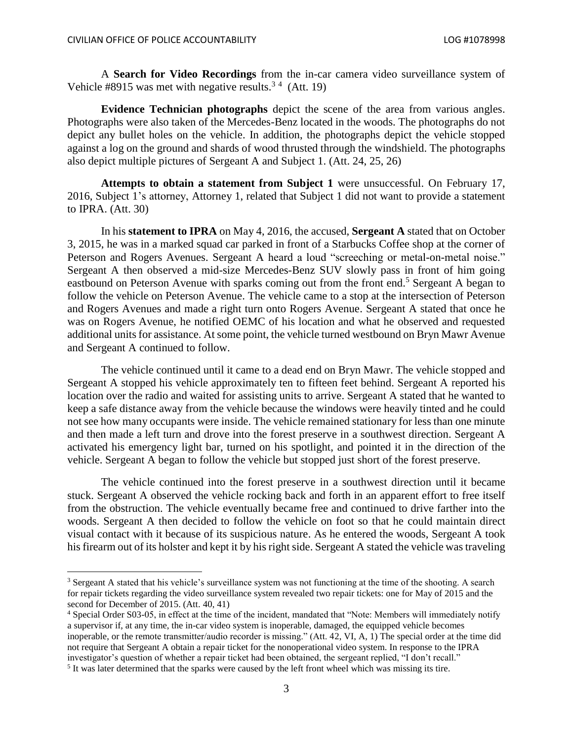A **Search for Video Recordings** from the in-car camera video surveillance system of Vehicle #8915 was met with negative results.[3] [4] (Att. 19)

**Evidence Technician photographs** depict the scene of the area from various angles. Photographs were also taken of the Mercedes-Benz located in the woods. The photographs do not depict any bullet holes on the vehicle. In addition, the photographs depict the vehicle stopped against a log on the ground and shards of wood thrusted through the windshield. The photographs also depict multiple pictures of Sergeant A and Subject 1. (Att. 24, 25, 26)

**Attempts to obtain a statement from Subject 1** were unsuccessful. On February 17, 2016, Subject 1's attorney, Attorney 1, related that Subject 1 did not want to provide a statement to IPRA. (Att. 30)

In his **statement to IPRA** on May 4, 2016, the accused, **Sergeant A** stated that on October 3, 2015, he was in a marked squad car parked in front of a Starbucks Coffee shop at the corner of Peterson and Rogers Avenues. Sergeant A heard a loud "screeching or metal-on-metal noise." Sergeant A then observed a mid-size Mercedes-Benz SUV slowly pass in front of him going eastbound on Peterson Avenue with sparks coming out from the front end.[5] Sergeant A began to follow the vehicle on Peterson Avenue. The vehicle came to a stop at the intersection of Peterson and Rogers Avenues and made a right turn onto Rogers Avenue. Sergeant A stated that once he was on Rogers Avenue, he notified OEMC of his location and what he observed and requested additional units for assistance. At some point, the vehicle turned westbound on Bryn Mawr Avenue and Sergeant A continued to follow.

The vehicle continued until it came to a dead end on Bryn Mawr. The vehicle stopped and Sergeant A stopped his vehicle approximately ten to fifteen feet behind. Sergeant A reported his location over the radio and waited for assisting units to arrive. Sergeant A stated that he wanted to keep a safe distance away from the vehicle because the windows were heavily tinted and he could not see how many occupants were inside. The vehicle remained stationary for less than one minute and then made a left turn and drove into the forest preserve in a southwest direction. Sergeant A activated his emergency light bar, turned on his spotlight, and pointed it in the direction of the vehicle. Sergeant A began to follow the vehicle but stopped just short of the forest preserve.

The vehicle continued into the forest preserve in a southwest direction until it became stuck. Sergeant A observed the vehicle rocking back and forth in an apparent effort to free itself from the obstruction. The vehicle eventually became free and continued to drive farther into the woods. Sergeant A then decided to follow the vehicle on foot so that he could maintain direct visual contact with it because of its suspicious nature. As he entered the woods, Sergeant A took his firearm out of its holster and kept it by his right side. Sergeant A stated the vehicle was traveling

---

[3] Sergeant A stated that his vehicle's surveillance system was not functioning at the time of the shooting. A search for repair tickets regarding the video surveillance system revealed two repair tickets: one for May of 2015 and the second for December of 2015. (Att. 40, 41)

[4] Special Order S03-05, in effect at the time of the incident, mandated that "Note: Members will immediately notify a supervisor if, at any time, the in-car video system is inoperable, damaged, the equipped vehicle becomes inoperable, or the remote transmitter/audio recorder is missing." (Att. 42, VI, A, 1) The special order at the time did not require that Sergeant A obtain a repair ticket for the nonoperational video system. In response to the IPRA investigator's question of whether a repair ticket had been obtained, the sergeant replied, "I don't recall."

[5] It was later determined that the sparks were caused by the left front wheel which was missing its tire.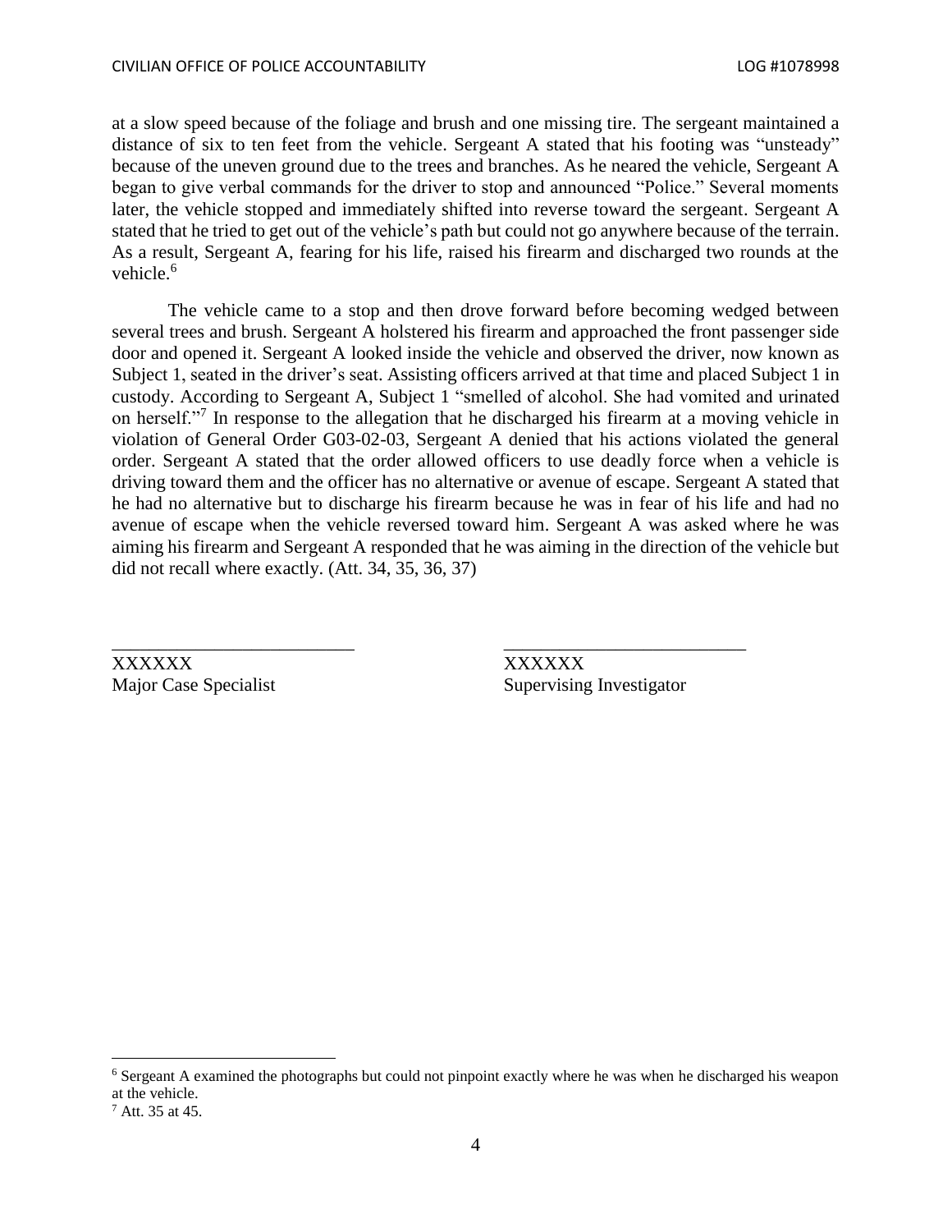at a slow speed because of the foliage and brush and one missing tire. The sergeant maintained a distance of six to ten feet from the vehicle. Sergeant A stated that his footing was "unsteady" because of the uneven ground due to the trees and branches. As he neared the vehicle, Sergeant A began to give verbal commands for the driver to stop and announced "Police." Several moments later, the vehicle stopped and immediately shifted into reverse toward the sergeant. Sergeant A stated that he tried to get out of the vehicle's path but could not go anywhere because of the terrain. As a result, Sergeant A, fearing for his life, raised his firearm and discharged two rounds at the vehicle.[6]

The vehicle came to a stop and then drove forward before becoming wedged between several trees and brush. Sergeant A holstered his firearm and approached the front passenger side door and opened it. Sergeant A looked inside the vehicle and observed the driver, now known as Subject 1, seated in the driver's seat. Assisting officers arrived at that time and placed Subject 1 in custody. According to Sergeant A, Subject 1 "smelled of alcohol. She had vomited and urinated on herself."[7] In response to the allegation that he discharged his firearm at a moving vehicle in violation of General Order G03-02-03, Sergeant A denied that his actions violated the general order. Sergeant A stated that the order allowed officers to use deadly force when a vehicle is driving toward them and the officer has no alternative or avenue of escape. Sergeant A stated that he had no alternative but to discharge his firearm because he was in fear of his life and had no avenue of escape when the vehicle reversed toward him. Sergeant A was asked where he was aiming his firearm and Sergeant A responded that he was aiming in the direction of the vehicle but did not recall where exactly. (Att. 34, 35, 36, 37)

| ______________________ | ______________________ |
|---|---|
| XXXXXX | XXXXXX |
| Major Case Specialist | Supervising Investigator |

---

[6] Sergeant A examined the photographs but could not pinpoint exactly where he was when he discharged his weapon at the vehicle.

[7] Att. 35 at 45.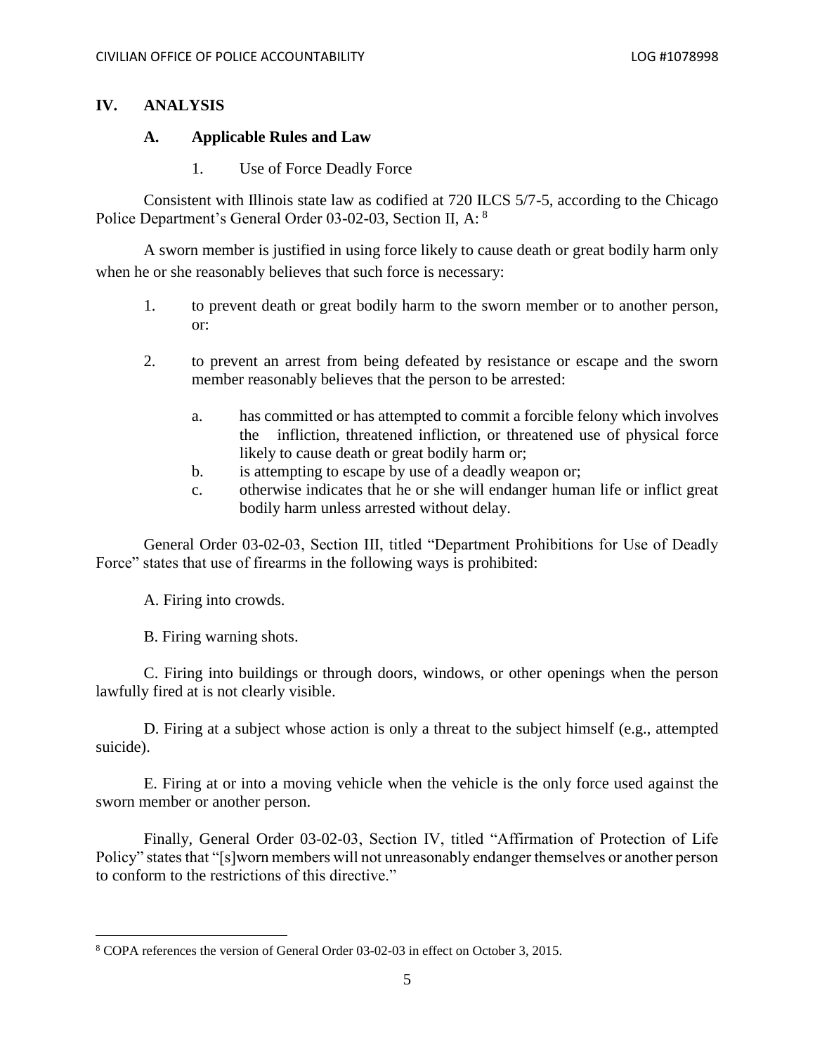## IV. ANALYSIS

### A. Applicable Rules and Law

#### 1. Use of Force Deadly Force

Consistent with Illinois state law as codified at 720 ILCS 5/7-5, according to the Chicago Police Department's General Order 03-02-03, Section II, A: [8]

A sworn member is justified in using force likely to cause death or great bodily harm only when he or she reasonably believes that such force is necessary:

1. to prevent death or great bodily harm to the sworn member or to another person, or:
2. to prevent an arrest from being defeated by resistance or escape and the sworn member reasonably believes that the person to be arrested:
   a. has committed or has attempted to commit a forcible felony which involves the infliction, threatened infliction, or threatened use of physical force likely to cause death or great bodily harm or;
   b. is attempting to escape by use of a deadly weapon or;
   c. otherwise indicates that he or she will endanger human life or inflict great bodily harm unless arrested without delay.

General Order 03-02-03, Section III, titled "Department Prohibitions for Use of Deadly Force" states that use of firearms in the following ways is prohibited:

A. Firing into crowds.

B. Firing warning shots.

C. Firing into buildings or through doors, windows, or other openings when the person lawfully fired at is not clearly visible.

D. Firing at a subject whose action is only a threat to the subject himself (e.g., attempted suicide).

E. Firing at or into a moving vehicle when the vehicle is the only force used against the sworn member or another person.

Finally, General Order 03-02-03, Section IV, titled "Affirmation of Protection of Life Policy" states that "[s]worn members will not unreasonably endanger themselves or another person to conform to the restrictions of this directive."

[8] COPA references the version of General Order 03-02-03 in effect on October 3, 2015.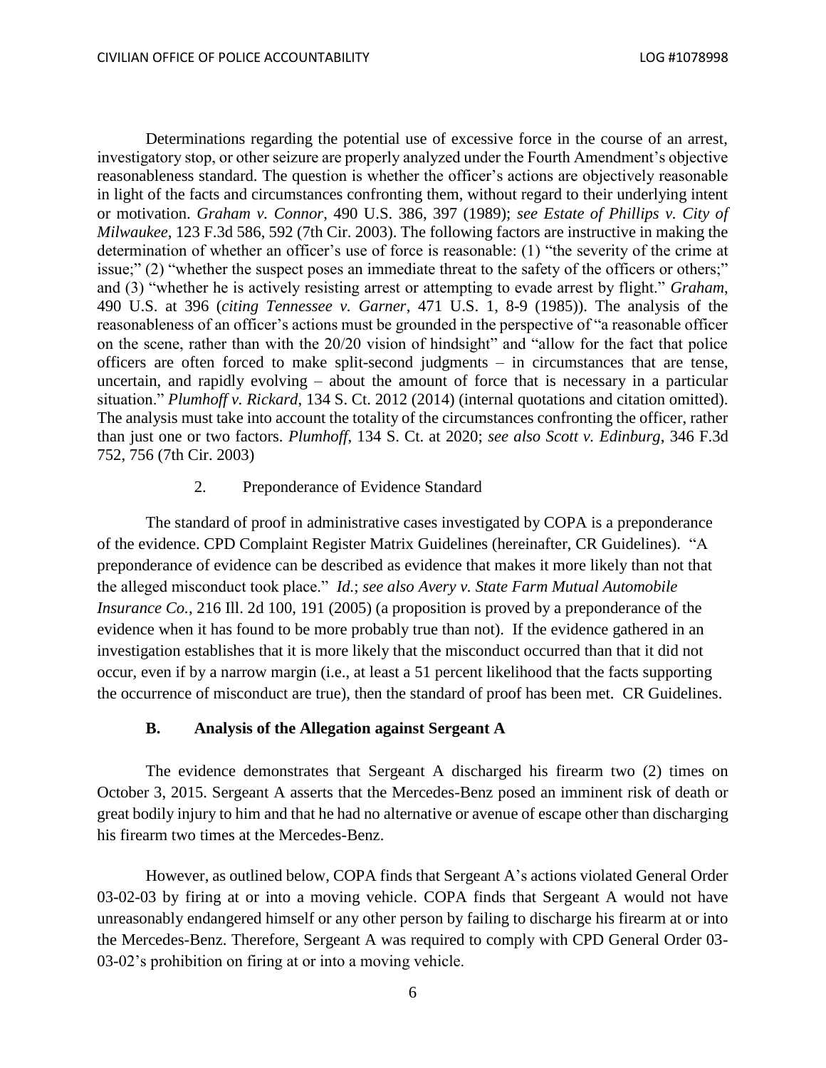Determinations regarding the potential use of excessive force in the course of an arrest, investigatory stop, or other seizure are properly analyzed under the Fourth Amendment's objective reasonableness standard. The question is whether the officer's actions are objectively reasonable in light of the facts and circumstances confronting them, without regard to their underlying intent or motivation. *Graham v. Connor*, 490 U.S. 386, 397 (1989); *see Estate of Phillips v. City of Milwaukee*, 123 F.3d 586, 592 (7th Cir. 2003). The following factors are instructive in making the determination of whether an officer's use of force is reasonable: (1) "the severity of the crime at issue;" (2) "whether the suspect poses an immediate threat to the safety of the officers or others;" and (3) "whether he is actively resisting arrest or attempting to evade arrest by flight." *Graham*, 490 U.S. at 396 (*citing Tennessee v. Garner*, 471 U.S. 1, 8-9 (1985)). The analysis of the reasonableness of an officer's actions must be grounded in the perspective of "a reasonable officer on the scene, rather than with the 20/20 vision of hindsight" and "allow for the fact that police officers are often forced to make split-second judgments – in circumstances that are tense, uncertain, and rapidly evolving – about the amount of force that is necessary in a particular situation." *Plumhoff v. Rickard*, 134 S. Ct. 2012 (2014) (internal quotations and citation omitted). The analysis must take into account the totality of the circumstances confronting the officer, rather than just one or two factors. *Plumhoff*, 134 S. Ct. at 2020; *see also Scott v. Edinburg*, 346 F.3d 752, 756 (7th Cir. 2003)

2. Preponderance of Evidence Standard

The standard of proof in administrative cases investigated by COPA is a preponderance of the evidence. CPD Complaint Register Matrix Guidelines (hereinafter, CR Guidelines). "A preponderance of evidence can be described as evidence that makes it more likely than not that the alleged misconduct took place." *Id.*; *see also Avery v. State Farm Mutual Automobile Insurance Co.*, 216 Ill. 2d 100, 191 (2005) (a proposition is proved by a preponderance of the evidence when it has found to be more probably true than not). If the evidence gathered in an investigation establishes that it is more likely that the misconduct occurred than that it did not occur, even if by a narrow margin (i.e., at least a 51 percent likelihood that the facts supporting the occurrence of misconduct are true), then the standard of proof has been met. CR Guidelines.

### B. Analysis of the Allegation against Sergeant A

The evidence demonstrates that Sergeant A discharged his firearm two (2) times on October 3, 2015. Sergeant A asserts that the Mercedes-Benz posed an imminent risk of death or great bodily injury to him and that he had no alternative or avenue of escape other than discharging his firearm two times at the Mercedes-Benz.

However, as outlined below, COPA finds that Sergeant A's actions violated General Order 03-02-03 by firing at or into a moving vehicle. COPA finds that Sergeant A would not have unreasonably endangered himself or any other person by failing to discharge his firearm at or into the Mercedes-Benz. Therefore, Sergeant A was required to comply with CPD General Order 03-03-02's prohibition on firing at or into a moving vehicle.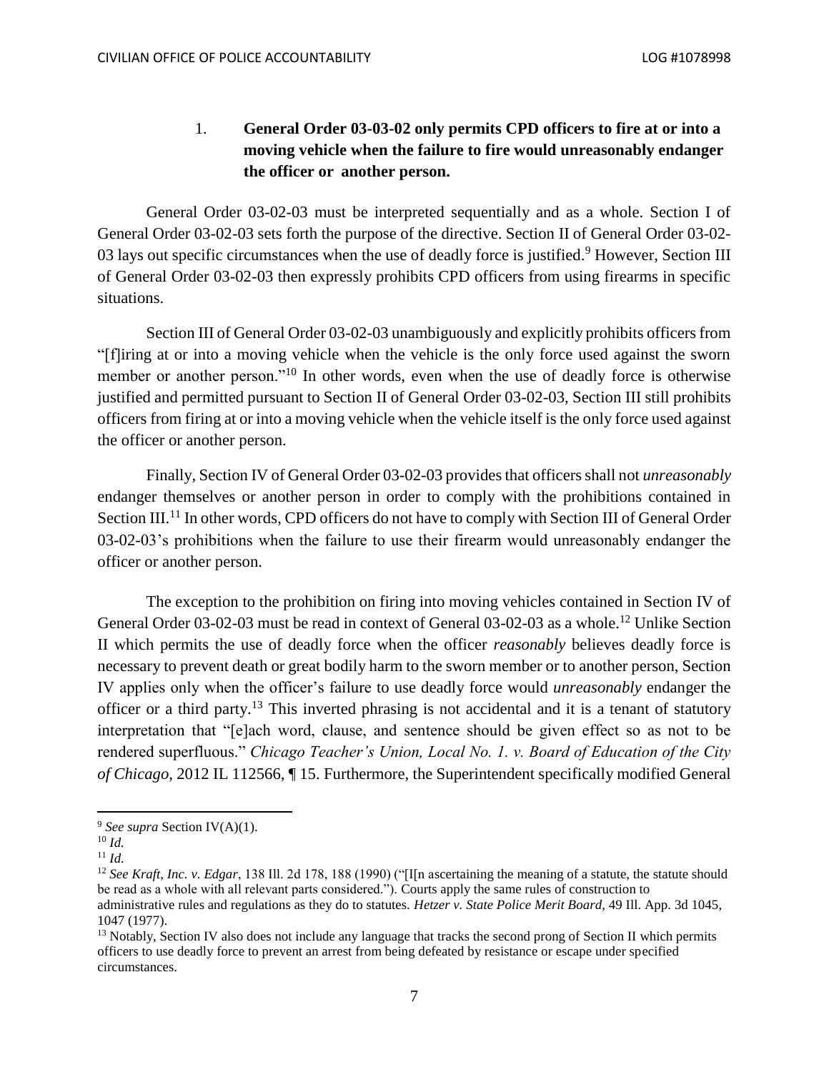1. **General Order 03-03-02 only permits CPD officers to fire at or into a moving vehicle when the failure to fire would unreasonably endanger the officer or another person.**

General Order 03-02-03 must be interpreted sequentially and as a whole. Section I of General Order 03-02-03 sets forth the purpose of the directive. Section II of General Order 03-02-03 lays out specific circumstances when the use of deadly force is justified.[9] However, Section III of General Order 03-02-03 then expressly prohibits CPD officers from using firearms in specific situations.

Section III of General Order 03-02-03 unambiguously and explicitly prohibits officers from "[f]iring at or into a moving vehicle when the vehicle is the only force used against the sworn member or another person."[10] In other words, even when the use of deadly force is otherwise justified and permitted pursuant to Section II of General Order 03-02-03, Section III still prohibits officers from firing at or into a moving vehicle when the vehicle itself is the only force used against the officer or another person.

Finally, Section IV of General Order 03-02-03 provides that officers shall not *unreasonably* endanger themselves or another person in order to comply with the prohibitions contained in Section III.[11] In other words, CPD officers do not have to comply with Section III of General Order 03-02-03's prohibitions when the failure to use their firearm would unreasonably endanger the officer or another person.

The exception to the prohibition on firing into moving vehicles contained in Section IV of General Order 03-02-03 must be read in context of General 03-02-03 as a whole.[12] Unlike Section II which permits the use of deadly force when the officer *reasonably* believes deadly force is necessary to prevent death or great bodily harm to the sworn member or to another person, Section IV applies only when the officer's failure to use deadly force would *unreasonably* endanger the officer or a third party.[13] This inverted phrasing is not accidental and it is a tenant of statutory interpretation that "[e]ach word, clause, and sentence should be given effect so as not to be rendered superfluous." *Chicago Teacher's Union, Local No. 1. v. Board of Education of the City of Chicago*, 2012 IL 112566, ¶ 15. Furthermore, the Superintendent specifically modified General

---

[9] *See supra* Section IV(A)(1).

[10] *Id.*

[11] *Id.*

[12] *See Kraft, Inc. v. Edgar*, 138 Ill. 2d 178, 188 (1990) ("I[n ascertaining the meaning of a statute, the statute should be read as a whole with all relevant parts considered."). Courts apply the same rules of construction to administrative rules and regulations as they do to statutes. *Hetzer v. State Police Merit Board*, 49 Ill. App. 3d 1045, 1047 (1977).

[13] Notably, Section IV also does not include any language that tracks the second prong of Section II which permits officers to use deadly force to prevent an arrest from being defeated by resistance or escape under specified circumstances.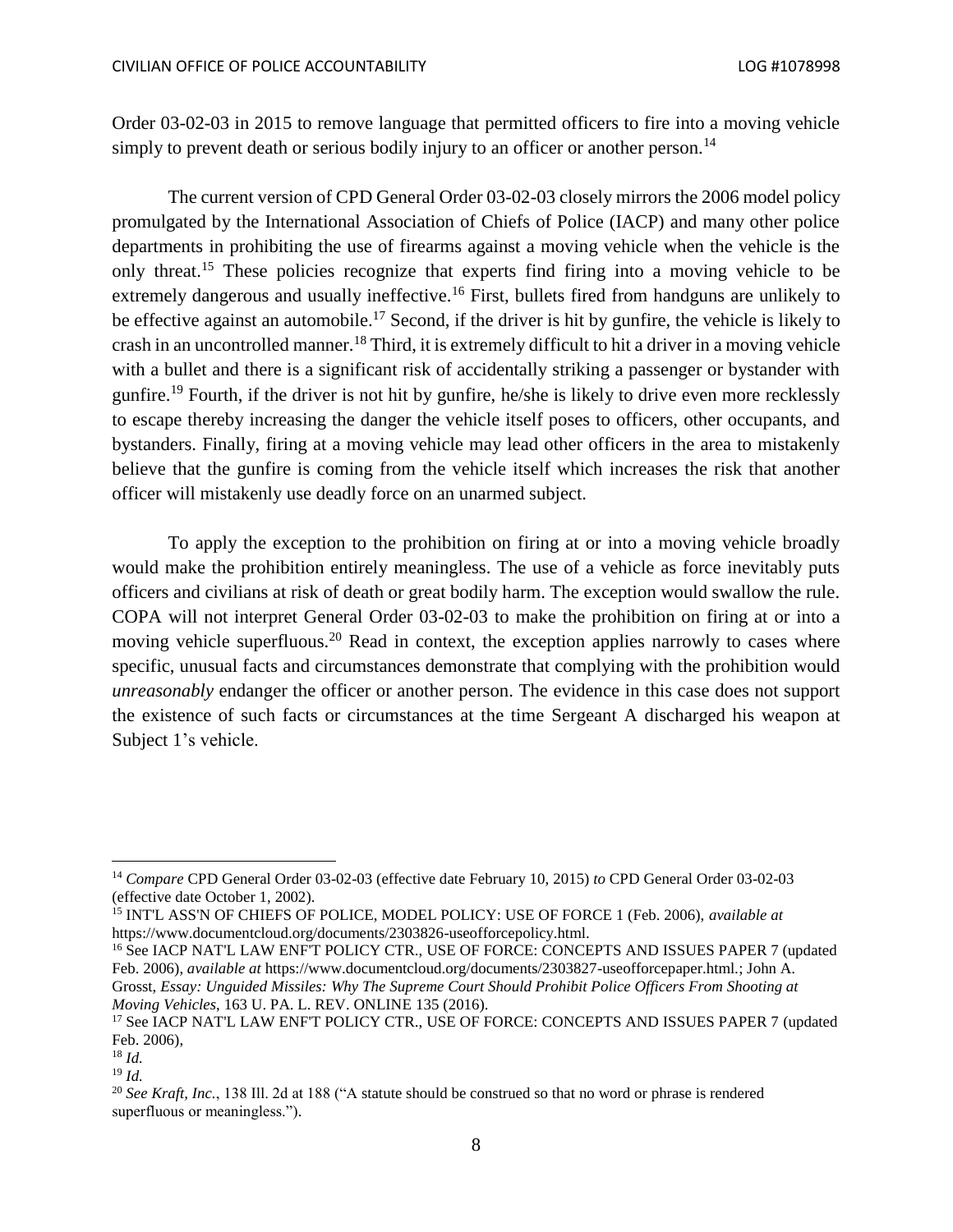Order 03-02-03 in 2015 to remove language that permitted officers to fire into a moving vehicle simply to prevent death or serious bodily injury to an officer or another person.[14]

The current version of CPD General Order 03-02-03 closely mirrors the 2006 model policy promulgated by the International Association of Chiefs of Police (IACP) and many other police departments in prohibiting the use of firearms against a moving vehicle when the vehicle is the only threat.[15] These policies recognize that experts find firing into a moving vehicle to be extremely dangerous and usually ineffective.[16] First, bullets fired from handguns are unlikely to be effective against an automobile.[17] Second, if the driver is hit by gunfire, the vehicle is likely to crash in an uncontrolled manner.[18] Third, it is extremely difficult to hit a driver in a moving vehicle with a bullet and there is a significant risk of accidentally striking a passenger or bystander with gunfire.[19] Fourth, if the driver is not hit by gunfire, he/she is likely to drive even more recklessly to escape thereby increasing the danger the vehicle itself poses to officers, other occupants, and bystanders. Finally, firing at a moving vehicle may lead other officers in the area to mistakenly believe that the gunfire is coming from the vehicle itself which increases the risk that another officer will mistakenly use deadly force on an unarmed subject.

To apply the exception to the prohibition on firing at or into a moving vehicle broadly would make the prohibition entirely meaningless. The use of a vehicle as force inevitably puts officers and civilians at risk of death or great bodily harm. The exception would swallow the rule. COPA will not interpret General Order 03-02-03 to make the prohibition on firing at or into a moving vehicle superfluous.[20] Read in context, the exception applies narrowly to cases where specific, unusual facts and circumstances demonstrate that complying with the prohibition would *unreasonably* endanger the officer or another person. The evidence in this case does not support the existence of such facts or circumstances at the time Sergeant A discharged his weapon at Subject 1's vehicle.

---

[14] *Compare* CPD General Order 03-02-03 (effective date February 10, 2015) *to* CPD General Order 03-02-03 (effective date October 1, 2002).

[15] INT'L ASS'N OF CHIEFS OF POLICE, MODEL POLICY: USE OF FORCE 1 (Feb. 2006), *available at* https://www.documentcloud.org/documents/2303826-useofforcepolicy.html.

[16] See IACP NAT'L LAW ENF'T POLICY CTR., USE OF FORCE: CONCEPTS AND ISSUES PAPER 7 (updated Feb. 2006), *available at* https://www.documentcloud.org/documents/2303827-useofforcepaper.html.; John A. Grosst, *Essay: Unguided Missiles: Why The Supreme Court Should Prohibit Police Officers From Shooting at Moving Vehicles*, 163 U. PA. L. REV. ONLINE 135 (2016).

[17] See IACP NAT'L LAW ENF'T POLICY CTR., USE OF FORCE: CONCEPTS AND ISSUES PAPER 7 (updated Feb. 2006),

[18] *Id.*

[19] *Id.*

[20] *See Kraft, Inc.*, 138 Ill. 2d at 188 ("A statute should be construed so that no word or phrase is rendered superfluous or meaningless.").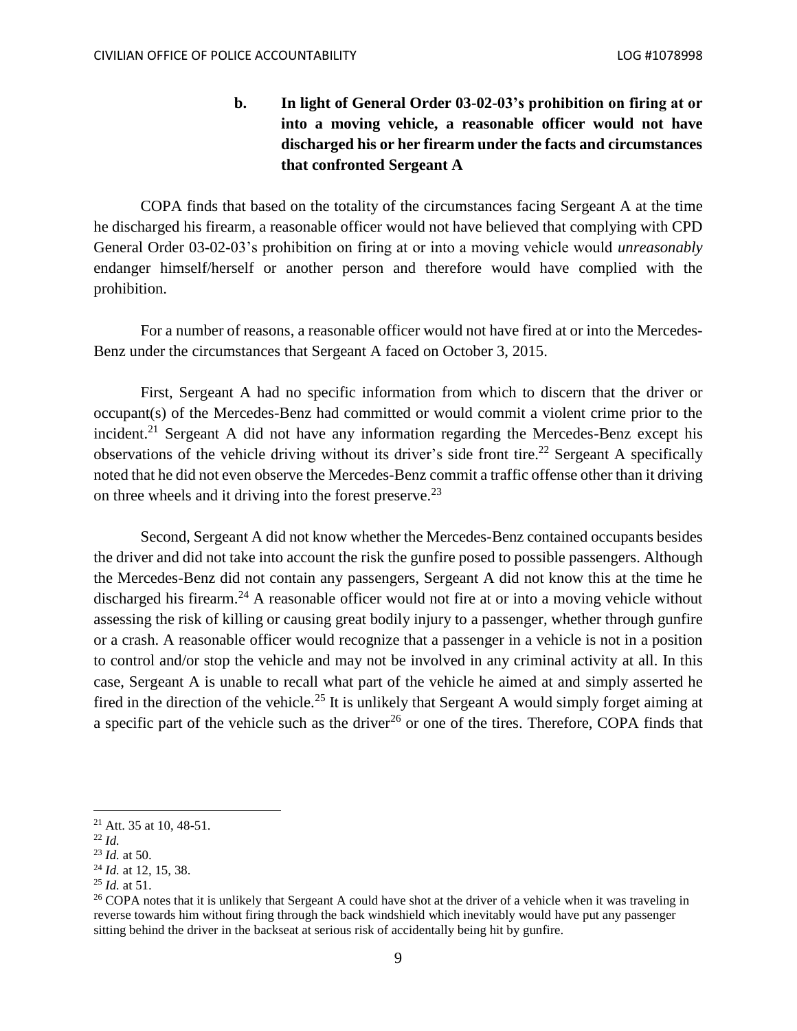### b. In light of General Order 03-02-03's prohibition on firing at or into a moving vehicle, a reasonable officer would not have discharged his or her firearm under the facts and circumstances that confronted Sergeant A

COPA finds that based on the totality of the circumstances facing Sergeant A at the time he discharged his firearm, a reasonable officer would not have believed that complying with CPD General Order 03-02-03's prohibition on firing at or into a moving vehicle would *unreasonably* endanger himself/herself or another person and therefore would have complied with the prohibition.

For a number of reasons, a reasonable officer would not have fired at or into the Mercedes-Benz under the circumstances that Sergeant A faced on October 3, 2015.

First, Sergeant A had no specific information from which to discern that the driver or occupant(s) of the Mercedes-Benz had committed or would commit a violent crime prior to the incident.[21] Sergeant A did not have any information regarding the Mercedes-Benz except his observations of the vehicle driving without its driver's side front tire.[22] Sergeant A specifically noted that he did not even observe the Mercedes-Benz commit a traffic offense other than it driving on three wheels and it driving into the forest preserve.[23]

Second, Sergeant A did not know whether the Mercedes-Benz contained occupants besides the driver and did not take into account the risk the gunfire posed to possible passengers. Although the Mercedes-Benz did not contain any passengers, Sergeant A did not know this at the time he discharged his firearm.[24] A reasonable officer would not fire at or into a moving vehicle without assessing the risk of killing or causing great bodily injury to a passenger, whether through gunfire or a crash. A reasonable officer would recognize that a passenger in a vehicle is not in a position to control and/or stop the vehicle and may not be involved in any criminal activity at all. In this case, Sergeant A is unable to recall what part of the vehicle he aimed at and simply asserted he fired in the direction of the vehicle.[25] It is unlikely that Sergeant A would simply forget aiming at a specific part of the vehicle such as the driver[26] or one of the tires. Therefore, COPA finds that

---

[21] Att. 35 at 10, 48-51.

[22] *Id.*

[23] *Id.* at 50.

[24] *Id.* at 12, 15, 38.

[25] *Id.* at 51.

[26] COPA notes that it is unlikely that Sergeant A could have shot at the driver of a vehicle when it was traveling in reverse towards him without firing through the back windshield which inevitably would have put any passenger sitting behind the driver in the backseat at serious risk of accidentally being hit by gunfire.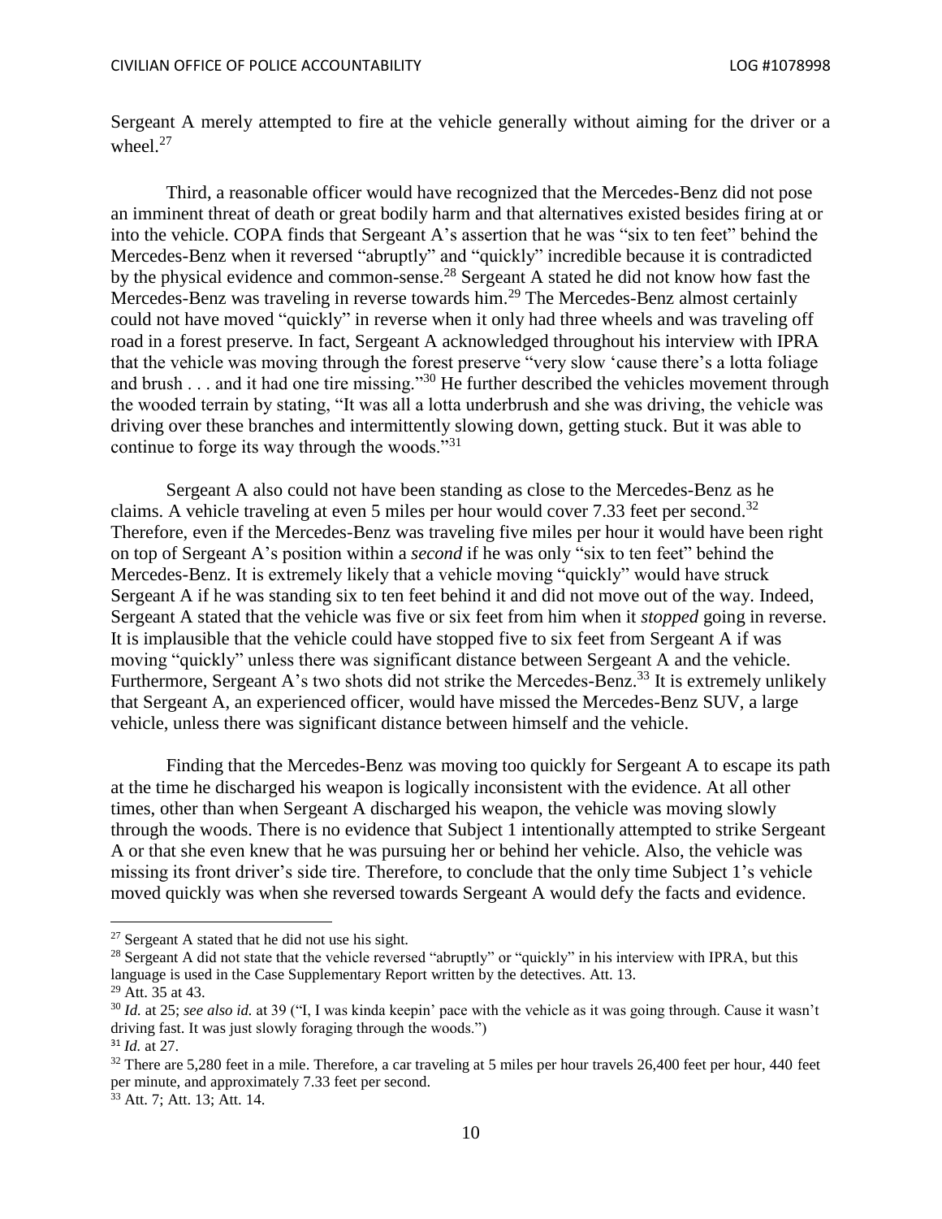Sergeant A merely attempted to fire at the vehicle generally without aiming for the driver or a wheel.[27]

Third, a reasonable officer would have recognized that the Mercedes-Benz did not pose an imminent threat of death or great bodily harm and that alternatives existed besides firing at or into the vehicle. COPA finds that Sergeant A's assertion that he was "six to ten feet" behind the Mercedes-Benz when it reversed "abruptly" and "quickly" incredible because it is contradicted by the physical evidence and common-sense.[28] Sergeant A stated he did not know how fast the Mercedes-Benz was traveling in reverse towards him.[29] The Mercedes-Benz almost certainly could not have moved "quickly" in reverse when it only had three wheels and was traveling off road in a forest preserve. In fact, Sergeant A acknowledged throughout his interview with IPRA that the vehicle was moving through the forest preserve "very slow 'cause there's a lotta foliage and brush . . . and it had one tire missing."[30] He further described the vehicles movement through the wooded terrain by stating, "It was all a lotta underbrush and she was driving, the vehicle was driving over these branches and intermittently slowing down, getting stuck. But it was able to continue to forge its way through the woods."[31]

Sergeant A also could not have been standing as close to the Mercedes-Benz as he claims. A vehicle traveling at even 5 miles per hour would cover 7.33 feet per second.[32] Therefore, even if the Mercedes-Benz was traveling five miles per hour it would have been right on top of Sergeant A's position within a *second* if he was only "six to ten feet" behind the Mercedes-Benz. It is extremely likely that a vehicle moving "quickly" would have struck Sergeant A if he was standing six to ten feet behind it and did not move out of the way. Indeed, Sergeant A stated that the vehicle was five or six feet from him when it *stopped* going in reverse. It is implausible that the vehicle could have stopped five to six feet from Sergeant A if was moving "quickly" unless there was significant distance between Sergeant A and the vehicle. Furthermore, Sergeant A's two shots did not strike the Mercedes-Benz.[33] It is extremely unlikely that Sergeant A, an experienced officer, would have missed the Mercedes-Benz SUV, a large vehicle, unless there was significant distance between himself and the vehicle.

Finding that the Mercedes-Benz was moving too quickly for Sergeant A to escape its path at the time he discharged his weapon is logically inconsistent with the evidence. At all other times, other than when Sergeant A discharged his weapon, the vehicle was moving slowly through the woods. There is no evidence that Subject 1 intentionally attempted to strike Sergeant A or that she even knew that he was pursuing her or behind her vehicle. Also, the vehicle was missing its front driver's side tire. Therefore, to conclude that the only time Subject 1's vehicle moved quickly was when she reversed towards Sergeant A would defy the facts and evidence.

---

[27] Sergeant A stated that he did not use his sight.

[28] Sergeant A did not state that the vehicle reversed "abruptly" or "quickly" in his interview with IPRA, but this language is used in the Case Supplementary Report written by the detectives. Att. 13.

[29] Att. 35 at 43.

[30] *Id.* at 25; *see also id.* at 39 ("I, I was kinda keepin' pace with the vehicle as it was going through. Cause it wasn't driving fast. It was just slowly foraging through the woods.")

[31] *Id.* at 27.

[32] There are 5,280 feet in a mile. Therefore, a car traveling at 5 miles per hour travels 26,400 feet per hour, 440 feet per minute, and approximately 7.33 feet per second.

[33] Att. 7; Att. 13; Att. 14.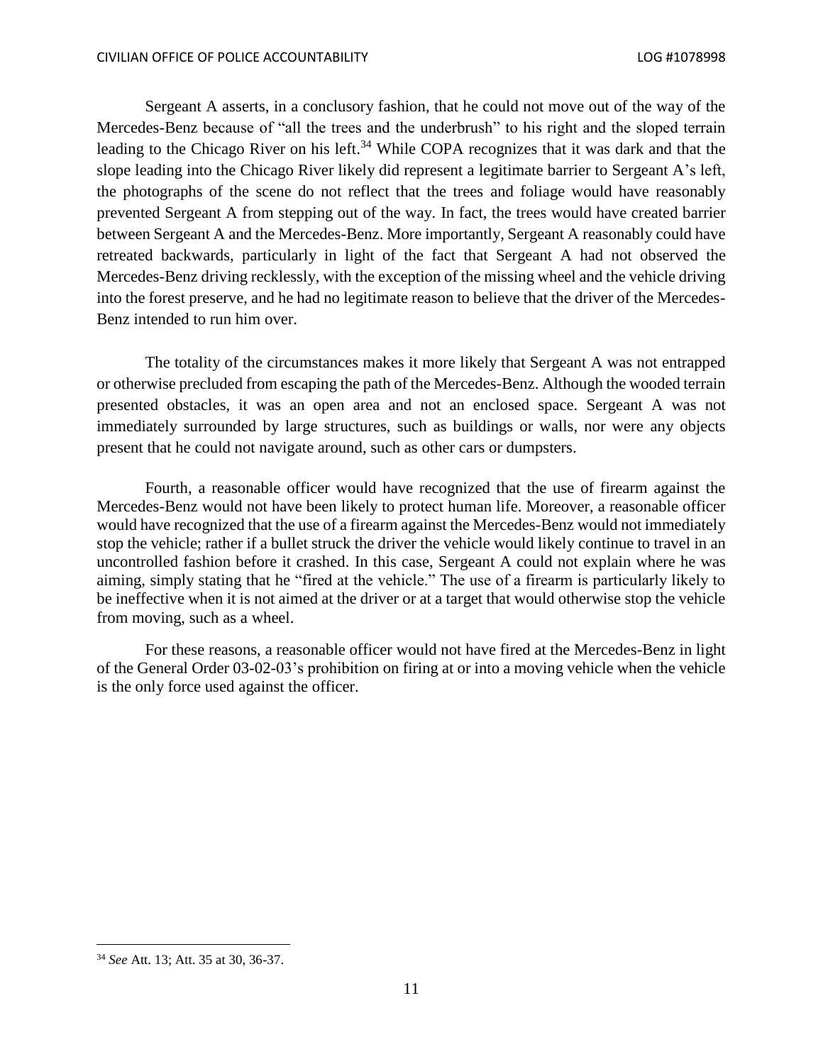Sergeant A asserts, in a conclusory fashion, that he could not move out of the way of the Mercedes-Benz because of "all the trees and the underbrush" to his right and the sloped terrain leading to the Chicago River on his left.[34] While COPA recognizes that it was dark and that the slope leading into the Chicago River likely did represent a legitimate barrier to Sergeant A's left, the photographs of the scene do not reflect that the trees and foliage would have reasonably prevented Sergeant A from stepping out of the way. In fact, the trees would have created barrier between Sergeant A and the Mercedes-Benz. More importantly, Sergeant A reasonably could have retreated backwards, particularly in light of the fact that Sergeant A had not observed the Mercedes-Benz driving recklessly, with the exception of the missing wheel and the vehicle driving into the forest preserve, and he had no legitimate reason to believe that the driver of the Mercedes-Benz intended to run him over.

The totality of the circumstances makes it more likely that Sergeant A was not entrapped or otherwise precluded from escaping the path of the Mercedes-Benz. Although the wooded terrain presented obstacles, it was an open area and not an enclosed space. Sergeant A was not immediately surrounded by large structures, such as buildings or walls, nor were any objects present that he could not navigate around, such as other cars or dumpsters.

Fourth, a reasonable officer would have recognized that the use of firearm against the Mercedes-Benz would not have been likely to protect human life. Moreover, a reasonable officer would have recognized that the use of a firearm against the Mercedes-Benz would not immediately stop the vehicle; rather if a bullet struck the driver the vehicle would likely continue to travel in an uncontrolled fashion before it crashed. In this case, Sergeant A could not explain where he was aiming, simply stating that he "fired at the vehicle." The use of a firearm is particularly likely to be ineffective when it is not aimed at the driver or at a target that would otherwise stop the vehicle from moving, such as a wheel.

For these reasons, a reasonable officer would not have fired at the Mercedes-Benz in light of the General Order 03-02-03's prohibition on firing at or into a moving vehicle when the vehicle is the only force used against the officer.

---

[34] *See* Att. 13; Att. 35 at 30, 36-37.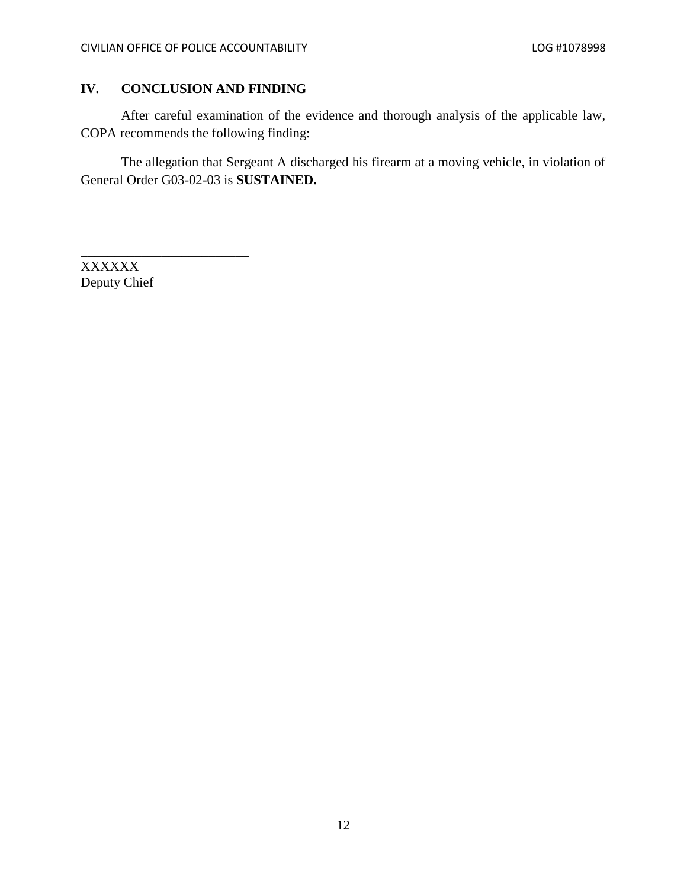## IV. CONCLUSION AND FINDING

After careful examination of the evidence and thorough analysis of the applicable law, COPA recommends the following finding:

The allegation that Sergeant A discharged his firearm at a moving vehicle, in violation of General Order G03-02-03 is **SUSTAINED.**

\_\_\_\_\_\_\_\_\_\_\_\_\_\_\_\_\_\_\_\_\_\_\_\_\_\_

XXXXXX
Deputy Chief